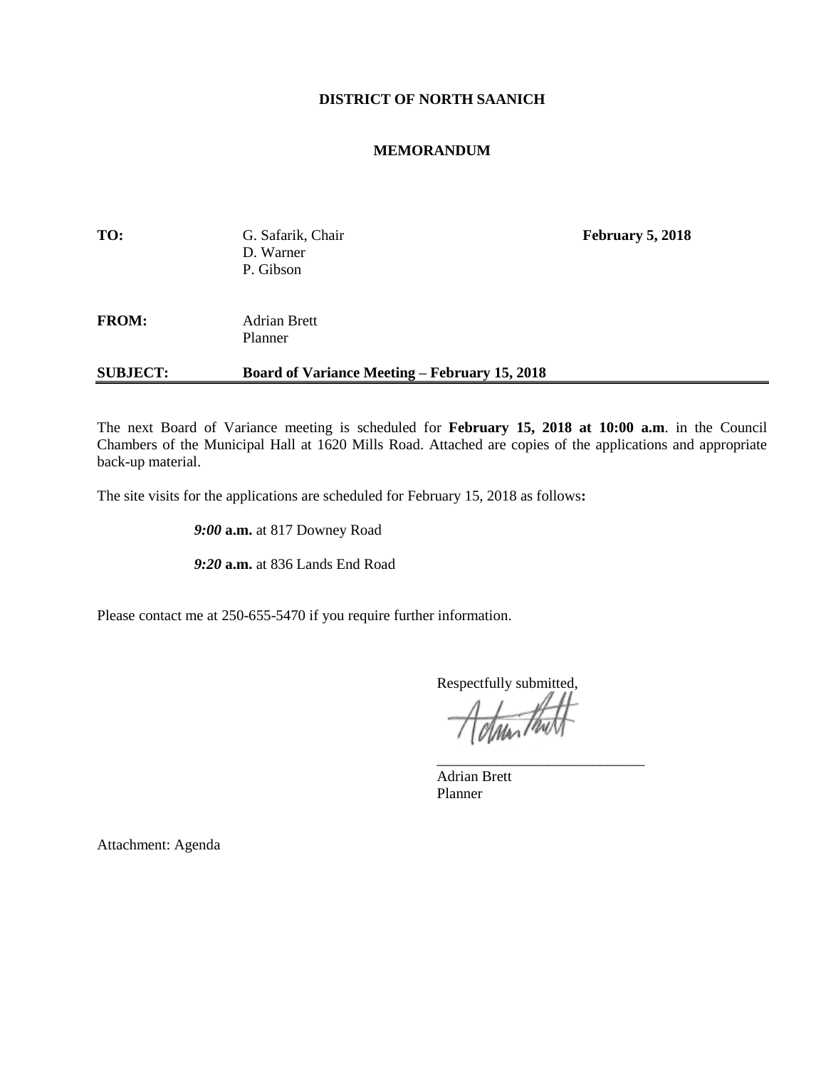**DISTRICT OF NORTH SAANICH**

**MEMORANDUM**

**TO:** G. Safarik, Chair
D. Warner
P. Gibson

**February 5, 2018**

**FROM:** Adrian Brett
Planner

**SUBJECT: Board of Variance Meeting – February 15, 2018**

The next Board of Variance meeting is scheduled for **February 15, 2018 at 10:00 a.m**. in the Council Chambers of the Municipal Hall at 1620 Mills Road. Attached are copies of the applications and appropriate back-up material.

The site visits for the applications are scheduled for February 15, 2018 as follows**:**

***9:00* a.m.** at 817 Downey Road

***9:20* a.m.** at 836 Lands End Road

Please contact me at 250-655-5470 if you require further information.

Respectfully submitted,

\_\_\_\_\_\_\_\_\_\_\_\_\_\_\_\_\_\_\_\_\_\_\_\_\_\_\_\_

Adrian Brett
Planner

Attachment: Agenda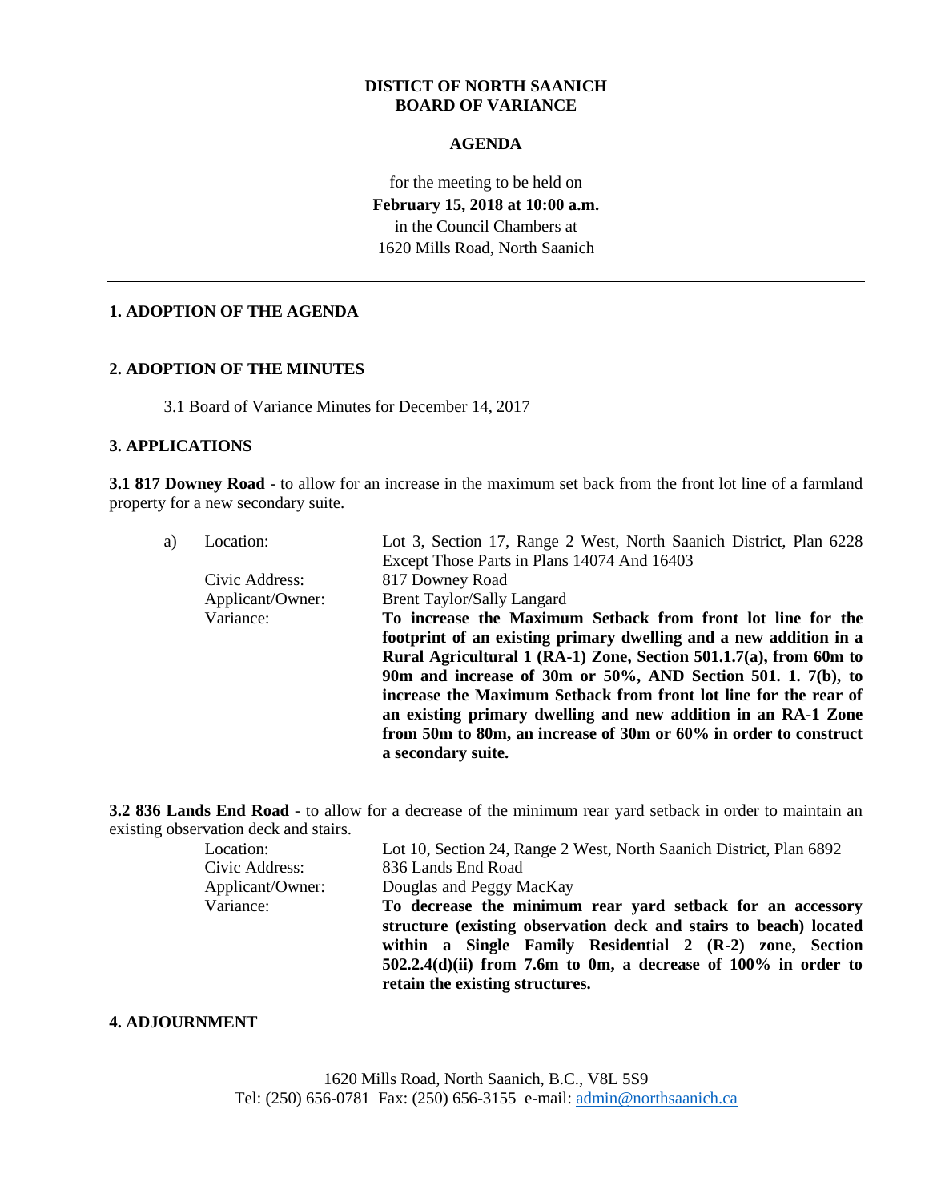**DISTICT OF NORTH SAANICH**
**BOARD OF VARIANCE**

**AGENDA**

for the meeting to be held on
**February 15, 2018 at 10:00 a.m.**
in the Council Chambers at
1620 Mills Road, North Saanich

---

## 1. ADOPTION OF THE AGENDA

## 2. ADOPTION OF THE MINUTES

3.1 Board of Variance Minutes for December 14, 2017

## 3. APPLICATIONS

**3.1 817 Downey Road** - to allow for an increase in the maximum set back from the front lot line of a farmland property for a new secondary suite.

a)

| | |
|---|---|
| Location: | Lot 3, Section 17, Range 2 West, North Saanich District, Plan 6228 Except Those Parts in Plans 14074 And 16403 |
| Civic Address: | 817 Downey Road |
| Applicant/Owner: | Brent Taylor/Sally Langard |
| Variance: | **To increase the Maximum Setback from front lot line for the footprint of an existing primary dwelling and a new addition in a Rural Agricultural 1 (RA-1) Zone, Section 501.1.7(a), from 60m to 90m and increase of 30m or 50%, AND Section 501. 1. 7(b), to increase the Maximum Setback from front lot line for the rear of an existing primary dwelling and new addition in an RA-1 Zone from 50m to 80m, an increase of 30m or 60% in order to construct a secondary suite.** |

**3.2 836 Lands End Road** - to allow for a decrease of the minimum rear yard setback in order to maintain an existing observation deck and stairs.

| | |
|---|---|
| Location: | Lot 10, Section 24, Range 2 West, North Saanich District, Plan 6892 |
| Civic Address: | 836 Lands End Road |
| Applicant/Owner: | Douglas and Peggy MacKay |
| Variance: | **To decrease the minimum rear yard setback for an accessory structure (existing observation deck and stairs to beach) located within a Single Family Residential 2 (R-2) zone, Section 502.2.4(d)(ii) from 7.6m to 0m, a decrease of 100% in order to retain the existing structures.** |

## 4. ADJOURNMENT

1620 Mills Road, North Saanich, B.C., V8L 5S9
Tel: (250) 656-0781 Fax: (250) 656-3155 e-mail: admin@northsaanich.ca